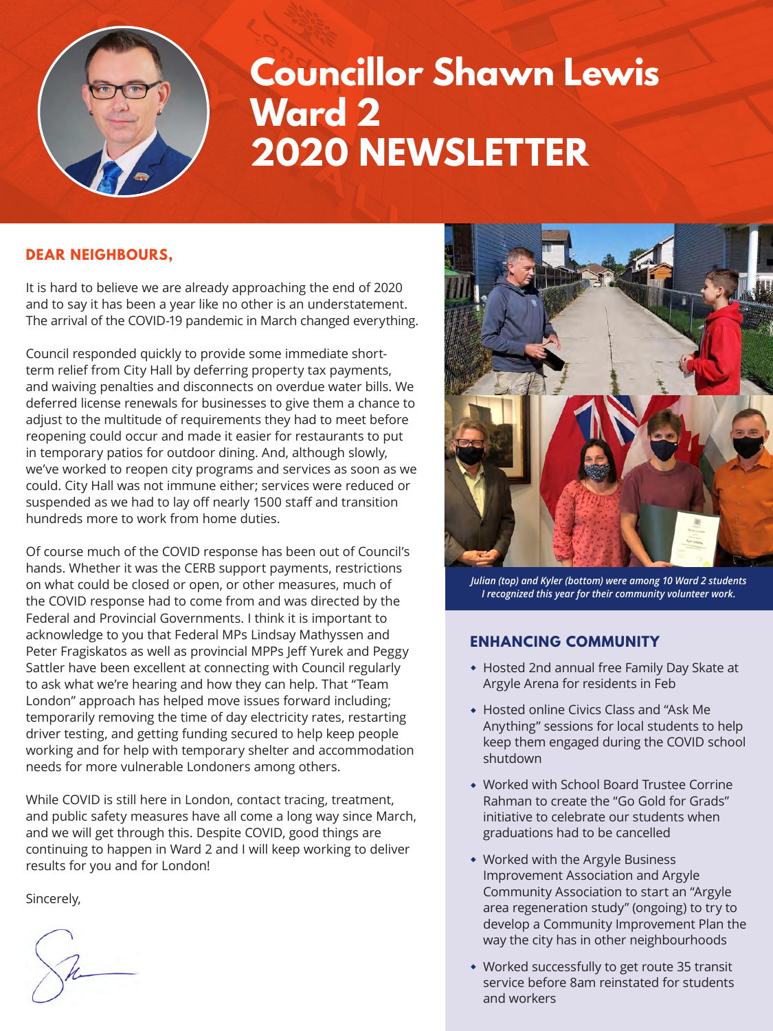# Councillor Shawn Lewis Ward 2 2020 NEWSLETTER

## DEAR NEIGHBOURS,

It is hard to believe we are already approaching the end of 2020 and to say it has been a year like no other is an understatement. The arrival of the COVID-19 pandemic in March changed everything.

Council responded quickly to provide some immediate short-term relief from City Hall by deferring property tax payments, and waiving penalties and disconnects on overdue water bills. We deferred license renewals for businesses to give them a chance to adjust to the multitude of requirements they had to meet before reopening could occur and made it easier for restaurants to put in temporary patios for outdoor dining. And, although slowly, we've worked to reopen city programs and services as soon as we could. City Hall was not immune either; services were reduced or suspended as we had to lay off nearly 1500 staff and transition hundreds more to work from home duties.

Of course much of the COVID response has been out of Council's hands. Whether it was the CERB support payments, restrictions on what could be closed or open, or other measures, much of the COVID response had to come from and was directed by the Federal and Provincial Governments. I think it is important to acknowledge to you that Federal MPs Lindsay Mathyssen and Peter Fragiskatos as well as provincial MPPs Jeff Yurek and Peggy Sattler have been excellent at connecting with Council regularly to ask what we're hearing and how they can help. That "Team London" approach has helped move issues forward including; temporarily removing the time of day electricity rates, restarting driver testing, and getting funding secured to help keep people working and for help with temporary shelter and accommodation needs for more vulnerable Londoners among others.

While COVID is still here in London, contact tracing, treatment, and public safety measures have all come a long way since March, and we will get through this. Despite COVID, good things are continuing to happen in Ward 2 and I will keep working to deliver results for you and for London!

Sincerely,

*Julian (top) and Kyler (bottom) were among 10 Ward 2 students I recognized this year for their community volunteer work.*

## ENHANCING COMMUNITY

- Hosted 2nd annual free Family Day Skate at Argyle Arena for residents in Feb
- Hosted online Civics Class and "Ask Me Anything" sessions for local students to help keep them engaged during the COVID school shutdown
- Worked with School Board Trustee Corrine Rahman to create the "Go Gold for Grads" initiative to celebrate our students when graduations had to be cancelled
- Worked with the Argyle Business Improvement Association and Argyle Community Association to start an "Argyle area regeneration study" (ongoing) to try to develop a Community Improvement Plan the way the city has in other neighbourhoods
- Worked successfully to get route 35 transit service before 8am reinstated for students and workers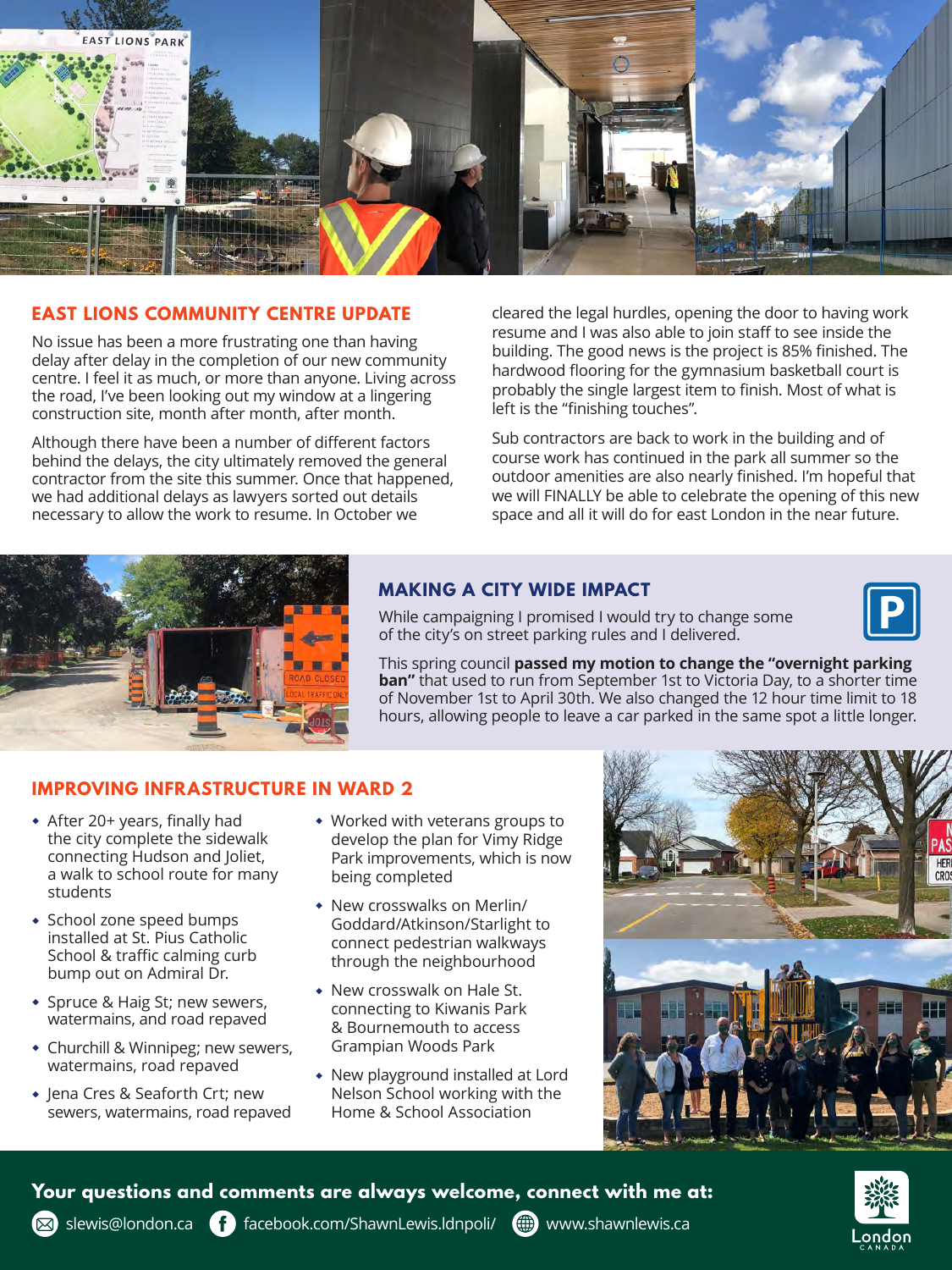## EAST LIONS COMMUNITY CENTRE UPDATE

No issue has been a more frustrating one than having delay after delay in the completion of our new community centre. I feel it as much, or more than anyone. Living across the road, I've been looking out my window at a lingering construction site, month after month, after month.

Although there have been a number of different factors behind the delays, the city ultimately removed the general contractor from the site this summer. Once that happened, we had additional delays as lawyers sorted out details necessary to allow the work to resume. In October we cleared the legal hurdles, opening the door to having work resume and I was also able to join staff to see inside the building. The good news is the project is 85% finished. The hardwood flooring for the gymnasium basketball court is probably the single largest item to finish. Most of what is left is the "finishing touches".

Sub contractors are back to work in the building and of course work has continued in the park all summer so the outdoor amenities are also nearly finished. I'm hopeful that we will FINALLY be able to celebrate the opening of this new space and all it will do for east London in the near future.

## MAKING A CITY WIDE IMPACT

While campaigning I promised I would try to change some of the city's on street parking rules and I delivered.

This spring council **passed my motion to change the "overnight parking ban"** that used to run from September 1st to Victoria Day, to a shorter time of November 1st to April 30th. We also changed the 12 hour time limit to 18 hours, allowing people to leave a car parked in the same spot a little longer.

## IMPROVING INFRASTRUCTURE IN WARD 2

- After 20+ years, finally had the city complete the sidewalk connecting Hudson and Joliet, a walk to school route for many students
- School zone speed bumps installed at St. Pius Catholic School & traffic calming curb bump out on Admiral Dr.
- Spruce & Haig St; new sewers, watermains, and road repaved
- Churchill & Winnipeg; new sewers, watermains, road repaved
- Jena Cres & Seaforth Crt; new sewers, watermains, road repaved
- Worked with veterans groups to develop the plan for Vimy Ridge Park improvements, which is now being completed
- New crosswalks on Merlin/ Goddard/Atkinson/Starlight to connect pedestrian walkways through the neighbourhood
- New crosswalk on Hale St. connecting to Kiwanis Park & Bournemouth to access Grampian Woods Park
- New playground installed at Lord Nelson School working with the Home & School Association

**Your questions and comments are always welcome, connect with me at:**

slewis@london.ca | facebook.com/ShawnLewis.ldnpoli/ | www.shawnlewis.ca